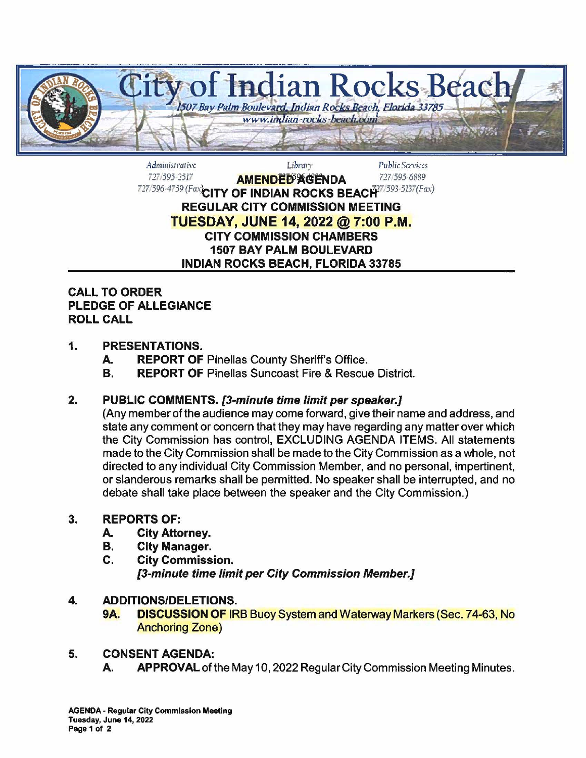# City of Indian Rocks Beach

*1507 Bay Palm Boulevard, Indian Rocks Beach, Florida 33785*
*www.indian-rocks-beach.com*

| Administrative | Library | Public Services |
|---|---|---|
| 727/595-2517 | 727/596-1822 | 727/595-6889 |
| 727/596-4759 (Fax) | | 727/593-5137 (Fax) |

**AMENDED AGENDA**
**CITY OF INDIAN ROCKS BEACH**
**REGULAR CITY COMMISSION MEETING**
**TUESDAY, JUNE 14, 2022 @ 7:00 P.M.**
**CITY COMMISSION CHAMBERS**
**1507 BAY PALM BOULEVARD**
**INDIAN ROCKS BEACH, FLORIDA 33785**

**CALL TO ORDER**
**PLEDGE OF ALLEGIANCE**
**ROLL CALL**

1. **PRESENTATIONS.**
   - **A. REPORT OF** Pinellas County Sheriff's Office.
   - **B. REPORT OF** Pinellas Suncoast Fire & Rescue District.

2. **PUBLIC COMMENTS.** ***[3-minute time limit per speaker.]***
   (Any member of the audience may come forward, give their name and address, and state any comment or concern that they may have regarding any matter over which the City Commission has control, EXCLUDING AGENDA ITEMS. All statements made to the City Commission shall be made to the City Commission as a whole, not directed to any individual City Commission Member, and no personal, impertinent, or slanderous remarks shall be permitted. No speaker shall be interrupted, and no debate shall take place between the speaker and the City Commission.)

3. **REPORTS OF:**
   - **A. City Attorney.**
   - **B. City Manager.**
   - **C. City Commission.**
     ***[3-minute time limit per City Commission Member.]***

4. **ADDITIONS/DELETIONS.**
   - **9A. DISCUSSION OF** IRB Buoy System and Waterway Markers (Sec. 74-63, No Anchoring Zone)

5. **CONSENT AGENDA:**
   - **A. APPROVAL** of the May 10, 2022 Regular City Commission Meeting Minutes.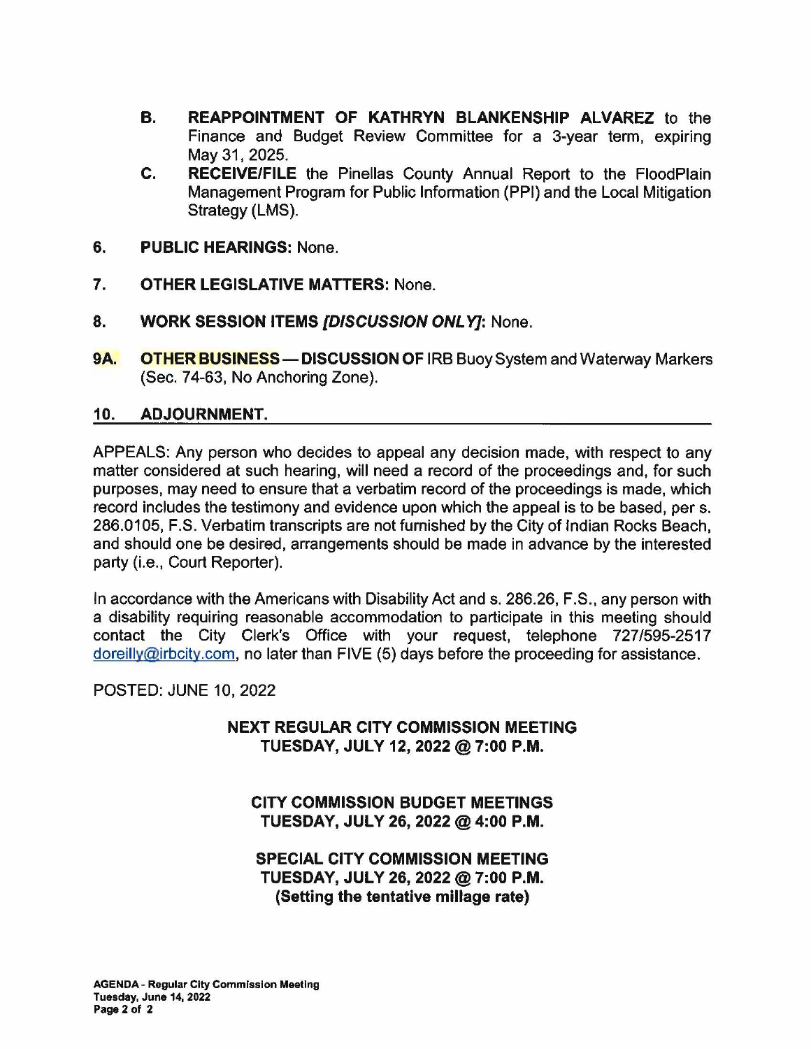B. **REAPPOINTMENT OF KATHRYN BLANKENSHIP ALVAREZ** to the Finance and Budget Review Committee for a 3-year term, expiring May 31, 2025.

C. **RECEIVE/FILE** the Pinellas County Annual Report to the FloodPlain Management Program for Public Information (PPI) and the Local Mitigation Strategy (LMS).

6. **PUBLIC HEARINGS:** None.

7. **OTHER LEGISLATIVE MATTERS:** None.

8. **WORK SESSION ITEMS *[DISCUSSION ONLY]*:** None.

**9A. OTHER BUSINESS — DISCUSSION OF** IRB Buoy System and Waterway Markers (Sec. 74-63, No Anchoring Zone).

**10. ADJOURNMENT.**

APPEALS: Any person who decides to appeal any decision made, with respect to any matter considered at such hearing, will need a record of the proceedings and, for such purposes, may need to ensure that a verbatim record of the proceedings is made, which record includes the testimony and evidence upon which the appeal is to be based, per s. 286.0105, F.S. Verbatim transcripts are not furnished by the City of Indian Rocks Beach, and should one be desired, arrangements should be made in advance by the interested party (i.e., Court Reporter).

In accordance with the Americans with Disability Act and s. 286.26, F.S., any person with a disability requiring reasonable accommodation to participate in this meeting should contact the City Clerk's Office with your request, telephone 727/595-2517 doreilly@irbcity.com, no later than FIVE (5) days before the proceeding for assistance.

POSTED: JUNE 10, 2022

**NEXT REGULAR CITY COMMISSION MEETING**
**TUESDAY, JULY 12, 2022 @ 7:00 P.M.**

**CITY COMMISSION BUDGET MEETINGS**
**TUESDAY, JULY 26, 2022 @ 4:00 P.M.**

**SPECIAL CITY COMMISSION MEETING**
**TUESDAY, JULY 26, 2022 @ 7:00 P.M.**
**(Setting the tentative millage rate)**